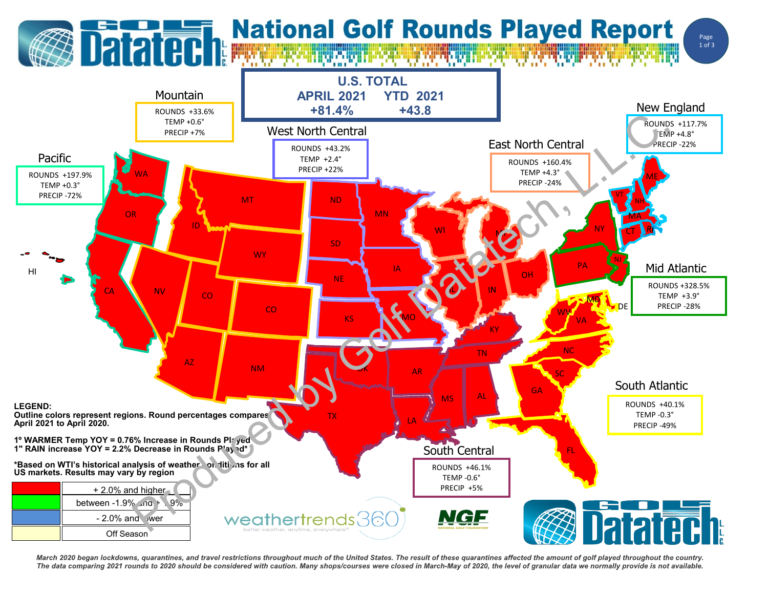# National Golf Rounds Played Report

## U.S. TOTAL

| APRIL 2021 | YTD 2021 |
| --- | --- |
| +81.4% | +43.8 |

### Mountain

ROUNDS +33.6%
TEMP +0.6°
PRECIP +7%

### West North Central

ROUNDS +43.2%
TEMP +2.4°
PRECIP +22%

### East North Central

ROUNDS +160.4%
TEMP +4.3°
PRECIP -24%

### New England

ROUNDS +117.7%
TEMP +4.8°
PRECIP -22%

### Pacific

ROUNDS +197.9%
TEMP +0.3°
PRECIP -72%

### Mid Atlantic

ROUNDS +328.5%
TEMP +3.9°
PRECIP -28%

### South Atlantic

ROUNDS +40.1%
TEMP -0.3°
PRECIP -49%

### South Central

ROUNDS +46.1%
TEMP -0.6°
PRECIP +5%

**LEGEND:**
**Outline colors represent regions. Round percentages compares April 2021 to April 2020.**

**1º WARMER Temp YOY = 0.76% Increase in Rounds Played**
**1" RAIN increase YOY = 2.2% Decrease in Rounds Played***

***Based on WTI's historical analysis of weather conditions for all US markets. Results may vary by region**

| Color | Meaning |
| --- | --- |
| Red | + 2.0% and higher |
| Green | between -1.9% and +1.9% |
| Blue | - 2.0% and lower |
| Light yellow | Off Season |

*March 2020 began lockdowns, quarantines, and travel restrictions throughout much of the United States. The result of these quarantines affected the amount of golf played throughout the country. The data comparing 2021 rounds to 2020 should be considered with caution. Many shops/courses were closed in March-May of 2020, the level of granular data we normally provide is not available.*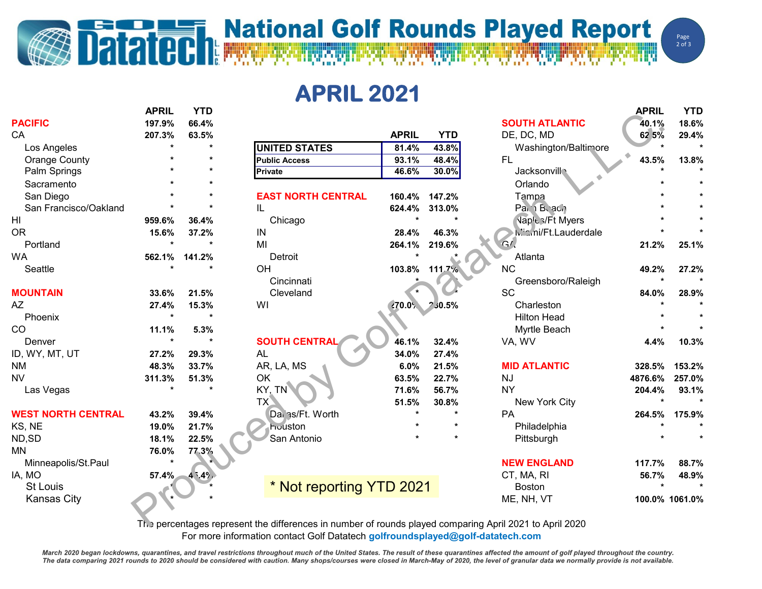# National Golf Rounds Played Report

## APRIL 2021

| | APRIL | YTD |
|---|---|---|
| **PACIFIC** | 197.9% | 66.4% |
| CA | 207.3% | 63.5% |
| Los Angeles | * | * |
| Orange County | * | * |
| Palm Springs | * | * |
| Sacramento | * | * |
| San Diego | * | * |
| San Francisco/Oakland | * | * |
| HI | 959.6% | 36.4% |
| OR | 15.6% | 37.2% |
| Portland | * | * |
| WA | 562.1% | 141.2% |
| Seattle | * | * |
| **MOUNTAIN** | 33.6% | 21.5% |
| AZ | 27.4% | 15.3% |
| Phoenix | * | * |
| CO | 11.1% | 5.3% |
| Denver | * | * |
| ID, WY, MT, UT | 27.2% | 29.3% |
| NM | 48.3% | 33.7% |
| NV | 311.3% | 51.3% |
| Las Vegas | * | * |
| **WEST NORTH CENTRAL** | 43.2% | 39.4% |
| KS, NE | 19.0% | 21.7% |
| ND,SD | 18.1% | 22.5% |
| MN | 76.0% | 77.3% |
| Minneapolis/St.Paul | * | * |
| IA, MO | 57.4% | 45.4% |
| St Louis | * | * |
| Kansas City | * | * |

| | APRIL | YTD |
|---|---|---|
| **UNITED STATES** | 81.4% | 43.8% |
| **Public Access** | 93.1% | 48.4% |
| **Private** | 46.6% | 30.0% |

| | APRIL | YTD |
|---|---|---|
| **EAST NORTH CENTRAL** | 160.4% | 147.2% |
| IL | 624.4% | 313.0% |
| Chicago | * | * |
| IN | 28.4% | 46.3% |
| MI | 264.1% | 219.6% |
| Detroit | * | * |
| OH | 103.8% | 111.7% |
| Cincinnati | * | * |
| Cleveland | * | * |
| WI | 270.0% | 230.5% |
| **SOUTH CENTRAL** | 46.1% | 32.4% |
| AL | 34.0% | 27.4% |
| AR, LA, MS | 6.0% | 21.5% |
| OK | 63.5% | 22.7% |
| KY, TN | 71.6% | 56.7% |
| TX | 51.5% | 30.8% |
| Dallas/Ft. Worth | * | * |
| Houston | * | * |
| San Antonio | * | * |

\* Not reporting YTD 2021

| | APRIL | YTD |
|---|---|---|
| **SOUTH ATLANTIC** | 40.1% | 18.6% |
| DE, DC, MD | 62.5% | 29.4% |
| Washington/Baltimore | * | * |
| FL | 43.5% | 13.8% |
| Jacksonville | * | * |
| Orlando | * | * |
| Tampa | * | * |
| Palm Beach | * | * |
| Naples/Ft Myers | * | * |
| Miami/Ft.Lauderdale | * | * |
| GA | 21.2% | 25.1% |
| Atlanta | | |
| NC | 49.2% | 27.2% |
| Greensboro/Raleigh | * | * |
| SC | 84.0% | 28.9% |
| Charleston | * | * |
| Hilton Head | * | * |
| Myrtle Beach | * | * |
| VA, WV | 4.4% | 10.3% |
| **MID ATLANTIC** | 328.5% | 153.2% |
| NJ | 4876.6% | 257.0% |
| NY | 204.4% | 93.1% |
| New York City | * | * |
| PA | 264.5% | 175.9% |
| Philadelphia | * | * |
| Pittsburgh | * | * |
| **NEW ENGLAND** | 117.7% | 88.7% |
| CT, MA, RI | 56.7% | 48.9% |
| Boston | * | * |
| ME, NH, VT | 100.0% | 1061.0% |

The percentages represent the differences in number of rounds played comparing April 2021 to April 2020

For more information contact Golf Datatech golfroundsplayed@golf-datatech.com

*March 2020 began lockdowns, quarantines, and travel restrictions throughout much of the United States. The result of these quarantines affected the amount of golf played throughout the country. The data comparing 2021 rounds to 2020 should be considered with caution. Many shops/courses were closed in March-May of 2020, the level of granular data we normally provide is not available.*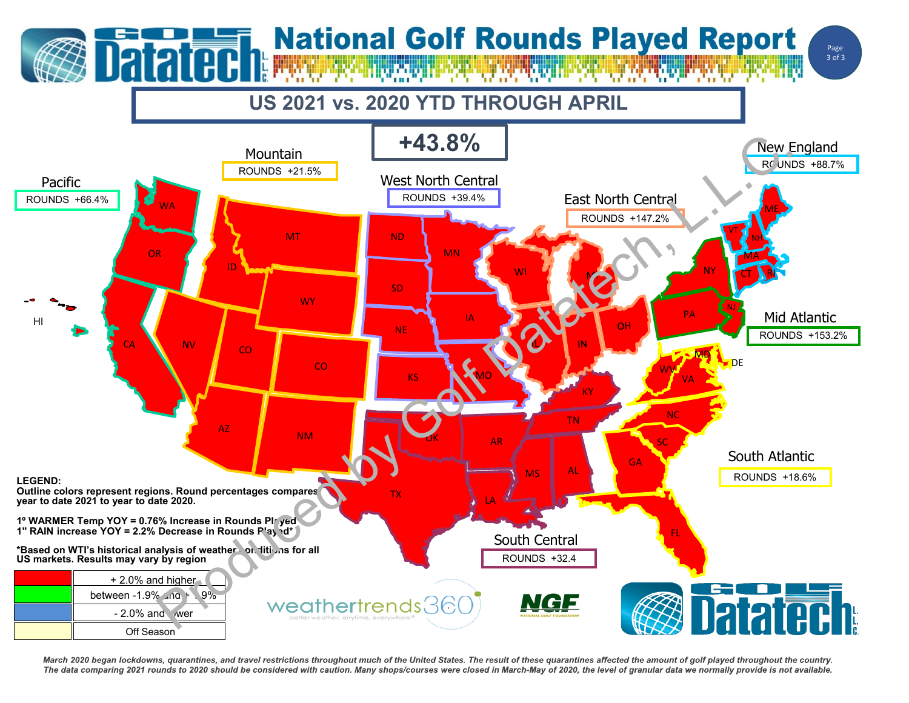# National Golf Rounds Played Report

## US 2021 vs. 2020 YTD THROUGH APRIL

**+43.8%**

Pacific
ROUNDS +66.4%

Mountain
ROUNDS +21.5%

West North Central
ROUNDS +39.4%

East North Central
ROUNDS +147.2%

New England
ROUNDS +88.7%

Mid Atlantic
ROUNDS +153.2%

South Atlantic
ROUNDS +18.6%

South Central
ROUNDS +32.4

WA, OR, CA, HI, ID, MT, WY, NV, CO, CO, AZ, NM, ND, SD, NE, KS, MN, IA, MO, WI, MI, IL, IN, OH, ME, VT, NH, MA, CT, RI, NY, PA, NJ, MD, DE, WV, VA, NC, SC, GA, FL, OK, TX, AR, LA, KY, TN, MS, AL

**LEGEND:**
**Outline colors represent regions. Round percentages compares year to date 2021 to year to date 2020.**

**1º WARMER Temp YOY = 0.76% Increase in Rounds Played**
**1" RAIN increase YOY = 2.2% Decrease in Rounds Played***

***Based on WTI's historical analysis of weather conditions for all US markets. Results may vary by region**

| | |
|---|---|
| (red) | + 2.0% and higher |
| (green) | between -1.9% and +1.9% |
| (blue) | - 2.0% and lower |
| (light yellow) | Off Season |

weathertrends360 — better weather, anytime, everywhere®

NGF — NATIONAL GOLF FOUNDATION

Golf Datatech L.L.C.

Produced by Golf Datatech, L.L.C.

*March 2020 began lockdowns, quarantines, and travel restrictions throughout much of the United States. The result of these quarantines affected the amount of golf played throughout the country. The data comparing 2021 rounds to 2020 should be considered with caution. Many shops/courses were closed in March-May of 2020, the level of granular data we normally provide is not available.*